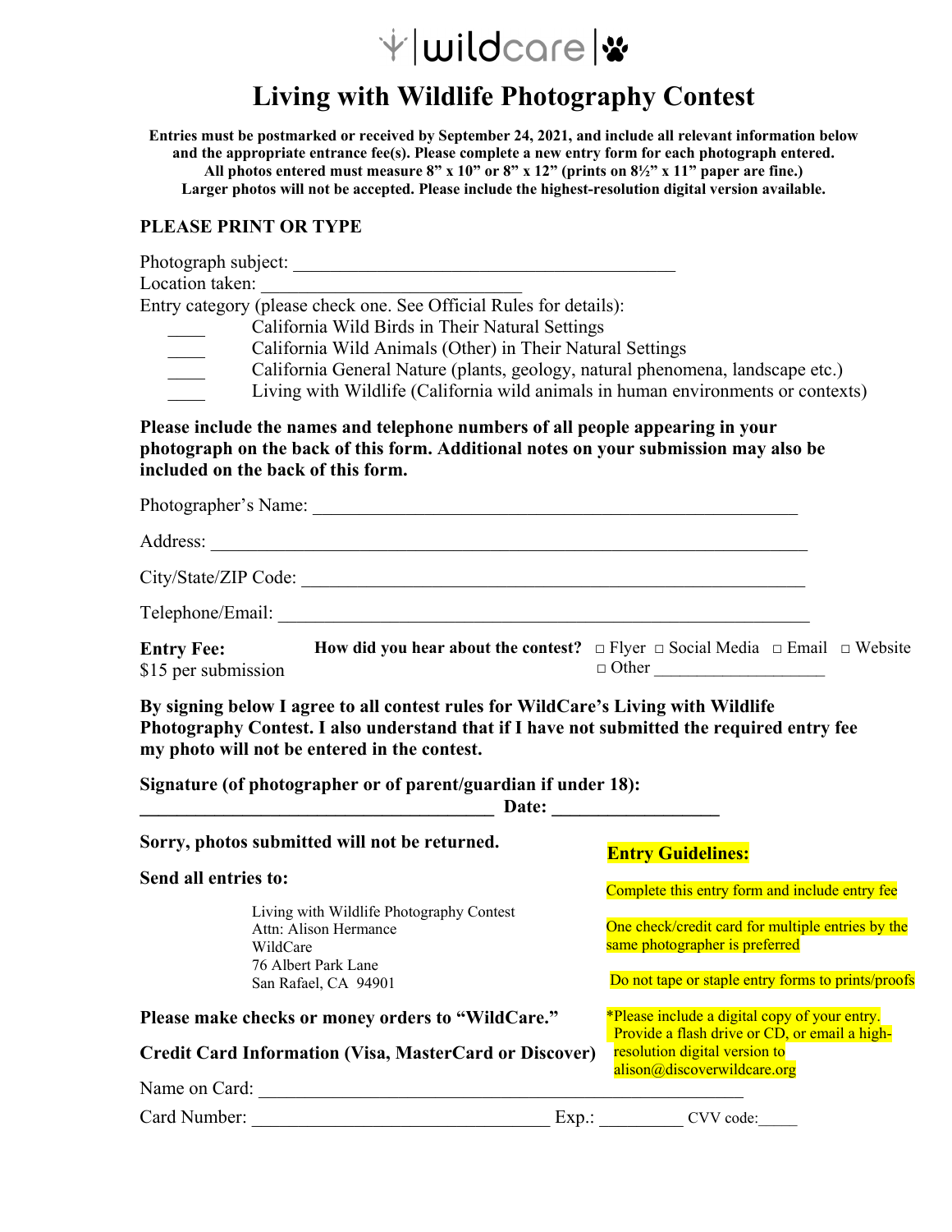wildcare

# Living with Wildlife Photography Contest

**Entries must be postmarked or received by September 24, 2021, and include all relevant information below and the appropriate entrance fee(s). Please complete a new entry form for each photograph entered. All photos entered must measure 8" x 10" or 8" x 12" (prints on 8½" x 11" paper are fine.) Larger photos will not be accepted. Please include the highest-resolution digital version available.**

**PLEASE PRINT OR TYPE**

Photograph subject: ___________________________________________

Location taken: _____________________________

Entry category (please check one. See Official Rules for details):

____ California Wild Birds in Their Natural Settings

____ California Wild Animals (Other) in Their Natural Settings

____ California General Nature (plants, geology, natural phenomena, landscape etc.)

____ Living with Wildlife (California wild animals in human environments or contexts)

**Please include the names and telephone numbers of all people appearing in your photograph on the back of this form. Additional notes on your submission may also be included on the back of this form.**

Photographer's Name: ______________________________________________________

Address: __________________________________________________________________

City/State/ZIP Code: _______________________________________________________

Telephone/Email: __________________________________________________________

**Entry Fee:**
$15 per submission

**How did you hear about the contest?** □ Flyer □ Social Media □ Email □ Website □ Other ___________________

**By signing below I agree to all contest rules for WildCare's Living with Wildlife Photography Contest. I also understand that if I have not submitted the required entry fee my photo will not be entered in the contest.**

**Signature (of photographer or of parent/guardian if under 18):**
_______________________________________ **Date:** __________________

**Sorry, photos submitted will not be returned.**

**Send all entries to:**

Living with Wildlife Photography Contest
Attn: Alison Hermance
WildCare
76 Albert Park Lane
San Rafael, CA 94901

**Please make checks or money orders to "WildCare."**

**Credit Card Information (Visa, MasterCard or Discover)**

Name on Card: ______________________________________________________

Card Number: _________________________________ Exp.: _________ CVV code:_____

**Entry Guidelines:**

Complete this entry form and include entry fee

One check/credit card for multiple entries by the same photographer is preferred

Do not tape or staple entry forms to prints/proofs

*Please include a digital copy of your entry. Provide a flash drive or CD, or email a high-resolution digital version to alison@discoverwildcare.org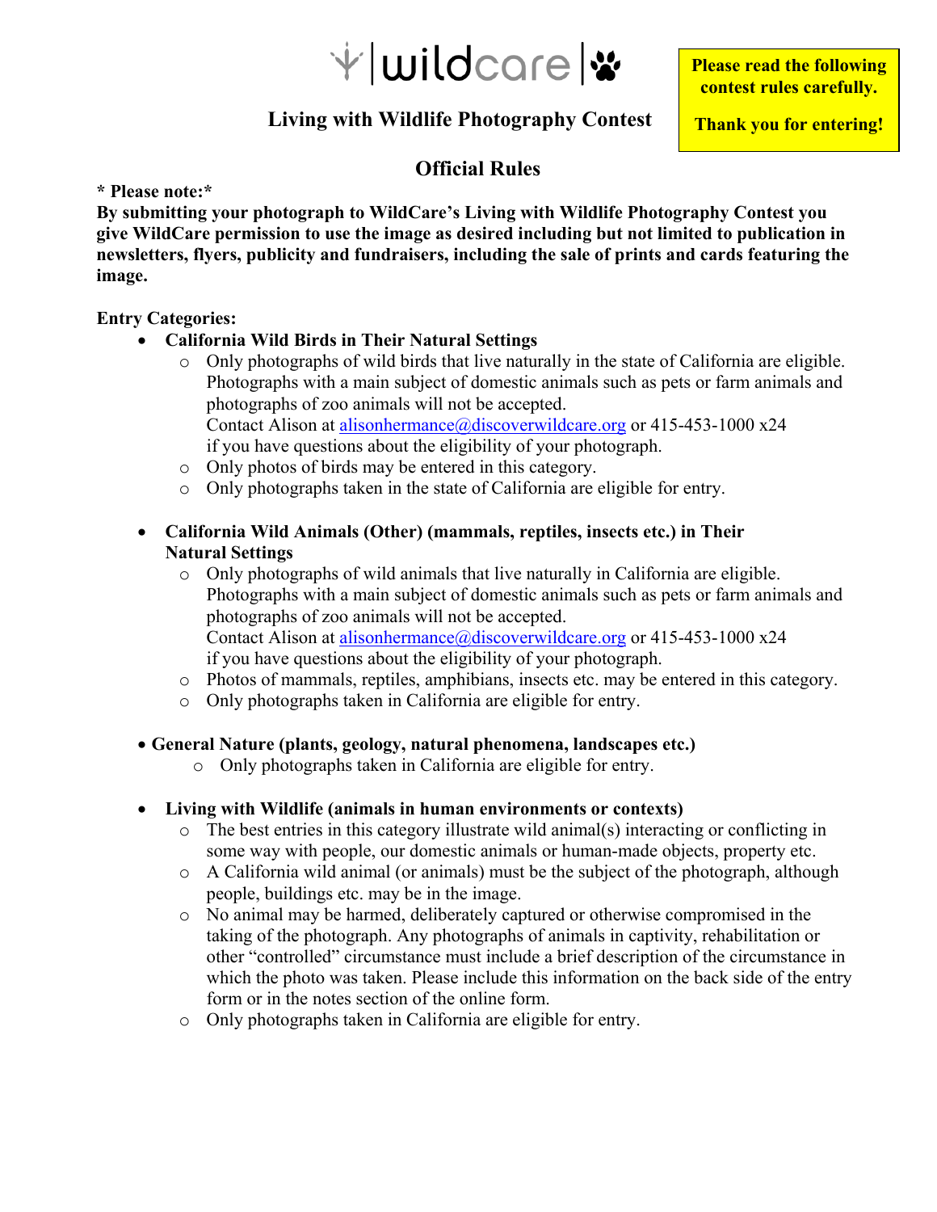wildcare

## Living with Wildlife Photography Contest

**Please read the following contest rules carefully.**

**Thank you for entering!**

## Official Rules

**\* Please note:\***

**By submitting your photograph to WildCare's Living with Wildlife Photography Contest you give WildCare permission to use the image as desired including but not limited to publication in newsletters, flyers, publicity and fundraisers, including the sale of prints and cards featuring the image.**

**Entry Categories:**

- **California Wild Birds in Their Natural Settings**
  - Only photographs of wild birds that live naturally in the state of California are eligible. Photographs with a main subject of domestic animals such as pets or farm animals and photographs of zoo animals will not be accepted.
    Contact Alison at alisonhermance@discoverwildcare.org or 415-453-1000 x24 if you have questions about the eligibility of your photograph.
  - Only photos of birds may be entered in this category.
  - Only photographs taken in the state of California are eligible for entry.

- **California Wild Animals (Other) (mammals, reptiles, insects etc.) in Their Natural Settings**
  - Only photographs of wild animals that live naturally in California are eligible. Photographs with a main subject of domestic animals such as pets or farm animals and photographs of zoo animals will not be accepted.
    Contact Alison at alisonhermance@discoverwildcare.org or 415-453-1000 x24 if you have questions about the eligibility of your photograph.
  - Photos of mammals, reptiles, amphibians, insects etc. may be entered in this category.
  - Only photographs taken in California are eligible for entry.

- **General Nature (plants, geology, natural phenomena, landscapes etc.)**
  - Only photographs taken in California are eligible for entry.

- **Living with Wildlife (animals in human environments or contexts)**
  - The best entries in this category illustrate wild animal(s) interacting or conflicting in some way with people, our domestic animals or human-made objects, property etc.
  - A California wild animal (or animals) must be the subject of the photograph, although people, buildings etc. may be in the image.
  - No animal may be harmed, deliberately captured or otherwise compromised in the taking of the photograph. Any photographs of animals in captivity, rehabilitation or other "controlled" circumstance must include a brief description of the circumstance in which the photo was taken. Please include this information on the back side of the entry form or in the notes section of the online form.
  - Only photographs taken in California are eligible for entry.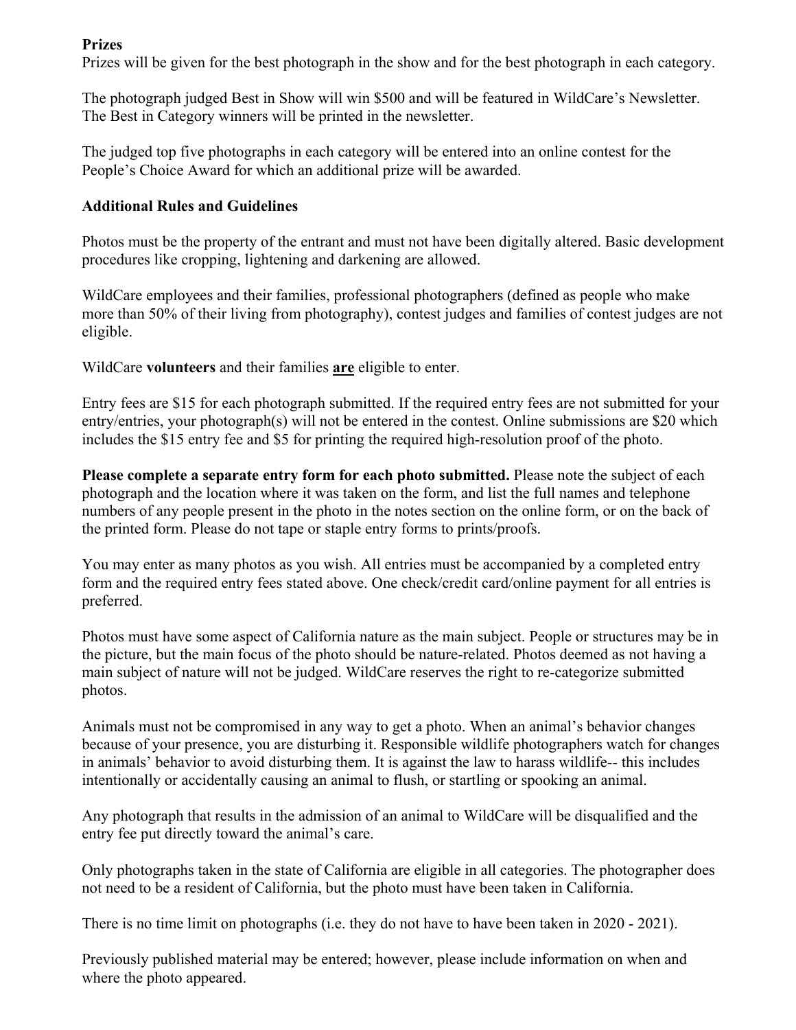**Prizes**

Prizes will be given for the best photograph in the show and for the best photograph in each category.

The photograph judged Best in Show will win $500 and will be featured in WildCare's Newsletter. The Best in Category winners will be printed in the newsletter.

The judged top five photographs in each category will be entered into an online contest for the People's Choice Award for which an additional prize will be awarded.

**Additional Rules and Guidelines**

Photos must be the property of the entrant and must not have been digitally altered. Basic development procedures like cropping, lightening and darkening are allowed.

WildCare employees and their families, professional photographers (defined as people who make more than 50% of their living from photography), contest judges and families of contest judges are not eligible.

WildCare **volunteers** and their families <u>**are**</u> eligible to enter.

Entry fees are $15 for each photograph submitted. If the required entry fees are not submitted for your entry/entries, your photograph(s) will not be entered in the contest. Online submissions are $20 which includes the $15 entry fee and $5 for printing the required high-resolution proof of the photo.

**Please complete a separate entry form for each photo submitted.** Please note the subject of each photograph and the location where it was taken on the form, and list the full names and telephone numbers of any people present in the photo in the notes section on the online form, or on the back of the printed form. Please do not tape or staple entry forms to prints/proofs.

You may enter as many photos as you wish. All entries must be accompanied by a completed entry form and the required entry fees stated above. One check/credit card/online payment for all entries is preferred.

Photos must have some aspect of California nature as the main subject. People or structures may be in the picture, but the main focus of the photo should be nature-related. Photos deemed as not having a main subject of nature will not be judged. WildCare reserves the right to re-categorize submitted photos.

Animals must not be compromised in any way to get a photo. When an animal's behavior changes because of your presence, you are disturbing it. Responsible wildlife photographers watch for changes in animals' behavior to avoid disturbing them. It is against the law to harass wildlife-- this includes intentionally or accidentally causing an animal to flush, or startling or spooking an animal.

Any photograph that results in the admission of an animal to WildCare will be disqualified and the entry fee put directly toward the animal's care.

Only photographs taken in the state of California are eligible in all categories. The photographer does not need to be a resident of California, but the photo must have been taken in California.

There is no time limit on photographs (i.e. they do not have to have been taken in 2020 - 2021).

Previously published material may be entered; however, please include information on when and where the photo appeared.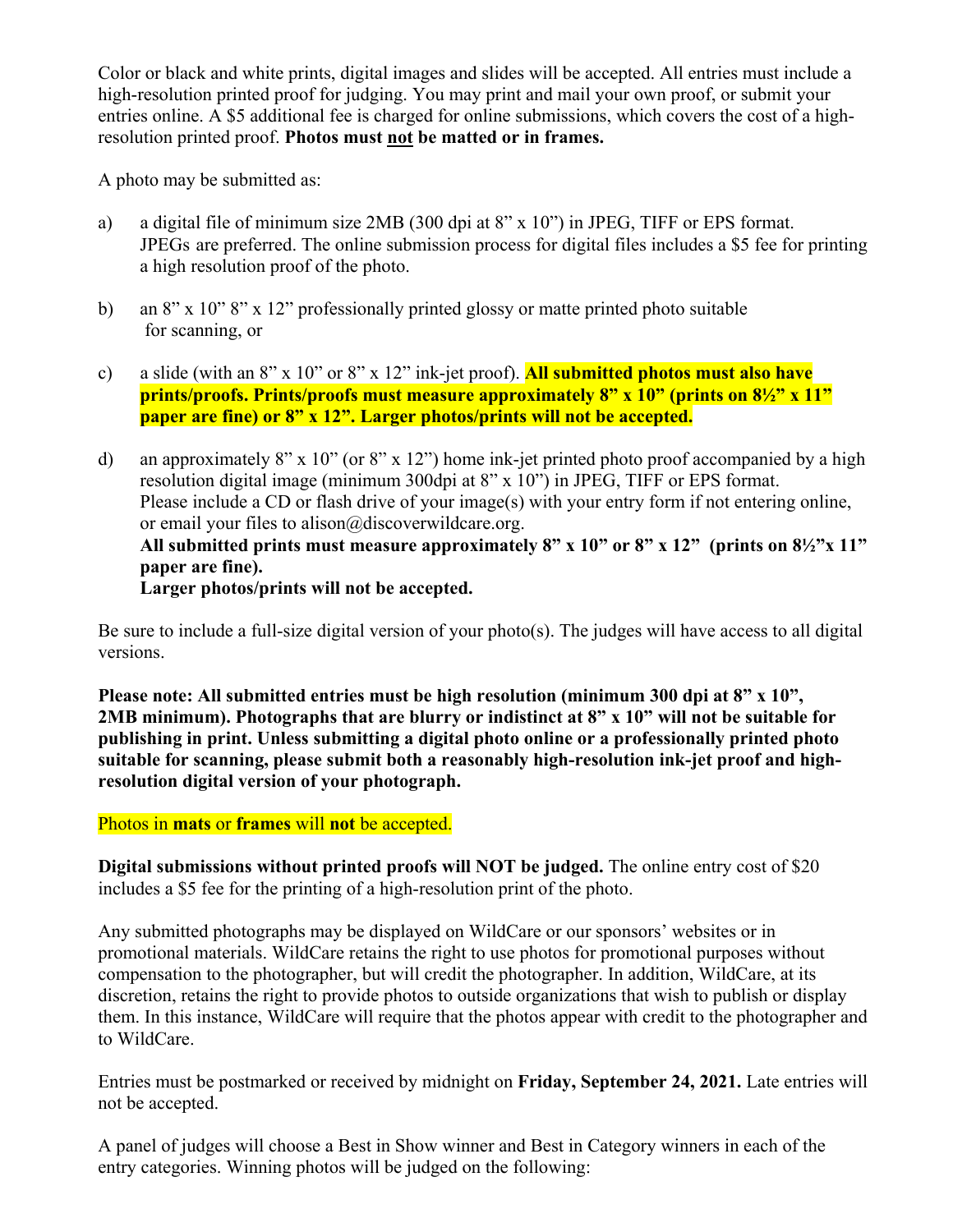Color or black and white prints, digital images and slides will be accepted. All entries must include a high-resolution printed proof for judging. You may print and mail your own proof, or submit your entries online. A $5 additional fee is charged for online submissions, which covers the cost of a high-resolution printed proof. **Photos must not be matted or in frames.**

A photo may be submitted as:

a) a digital file of minimum size 2MB (300 dpi at 8" x 10") in JPEG, TIFF or EPS format. JPEGs are preferred. The online submission process for digital files includes a $5 fee for printing a high resolution proof of the photo.

b) an 8" x 10" 8" x 12" professionally printed glossy or matte printed photo suitable for scanning, or

c) a slide (with an 8" x 10" or 8" x 12" ink-jet proof). **All submitted photos must also have prints/proofs. Prints/proofs must measure approximately 8" x 10" (prints on 8½" x 11" paper are fine) or 8" x 12". Larger photos/prints will not be accepted.**

d) an approximately 8" x 10" (or 8" x 12") home ink-jet printed photo proof accompanied by a high resolution digital image (minimum 300dpi at 8" x 10") in JPEG, TIFF or EPS format. Please include a CD or flash drive of your image(s) with your entry form if not entering online, or email your files to alison@discoverwildcare.org.
**All submitted prints must measure approximately 8" x 10" or 8" x 12" (prints on 8½"x 11" paper are fine).**
**Larger photos/prints will not be accepted.**

Be sure to include a full-size digital version of your photo(s). The judges will have access to all digital versions.

**Please note: All submitted entries must be high resolution (minimum 300 dpi at 8" x 10", 2MB minimum). Photographs that are blurry or indistinct at 8" x 10" will not be suitable for publishing in print. Unless submitting a digital photo online or a professionally printed photo suitable for scanning, please submit both a reasonably high-resolution ink-jet proof and high-resolution digital version of your photograph.**

Photos in **mats** or **frames** will **not** be accepted.

**Digital submissions without printed proofs will NOT be judged.** The online entry cost of $20 includes a $5 fee for the printing of a high-resolution print of the photo.

Any submitted photographs may be displayed on WildCare or our sponsors' websites or in promotional materials. WildCare retains the right to use photos for promotional purposes without compensation to the photographer, but will credit the photographer. In addition, WildCare, at its discretion, retains the right to provide photos to outside organizations that wish to publish or display them. In this instance, WildCare will require that the photos appear with credit to the photographer and to WildCare.

Entries must be postmarked or received by midnight on **Friday, September 24, 2021.** Late entries will not be accepted.

A panel of judges will choose a Best in Show winner and Best in Category winners in each of the entry categories. Winning photos will be judged on the following: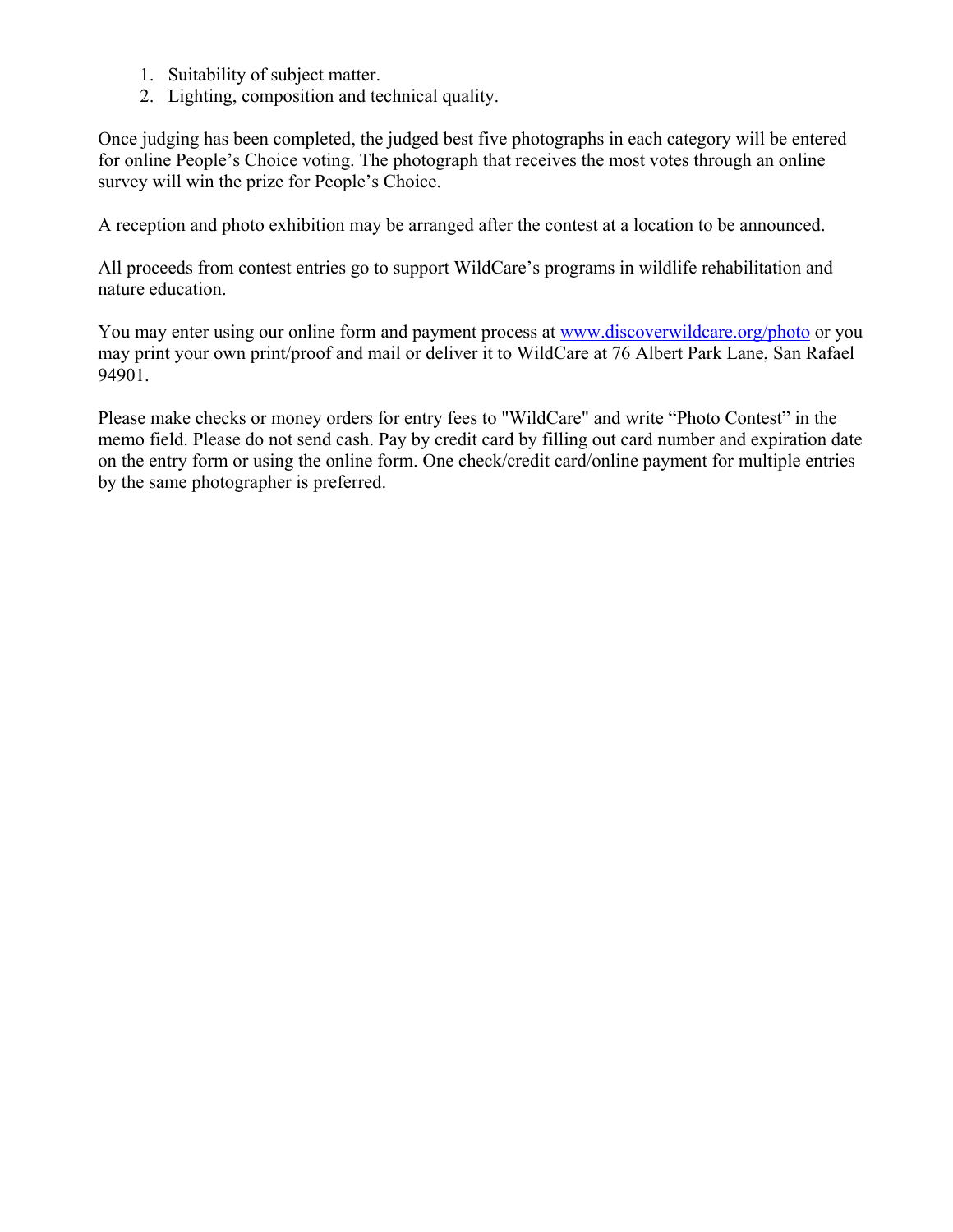1. Suitability of subject matter.
2. Lighting, composition and technical quality.

Once judging has been completed, the judged best five photographs in each category will be entered for online People's Choice voting. The photograph that receives the most votes through an online survey will win the prize for People's Choice.

A reception and photo exhibition may be arranged after the contest at a location to be announced.

All proceeds from contest entries go to support WildCare's programs in wildlife rehabilitation and nature education.

You may enter using our online form and payment process at [www.discoverwildcare.org/photo](http://www.discoverwildcare.org/photo) or you may print your own print/proof and mail or deliver it to WildCare at 76 Albert Park Lane, San Rafael 94901.

Please make checks or money orders for entry fees to "WildCare" and write "Photo Contest" in the memo field. Please do not send cash. Pay by credit card by filling out card number and expiration date on the entry form or using the online form. One check/credit card/online payment for multiple entries by the same photographer is preferred.